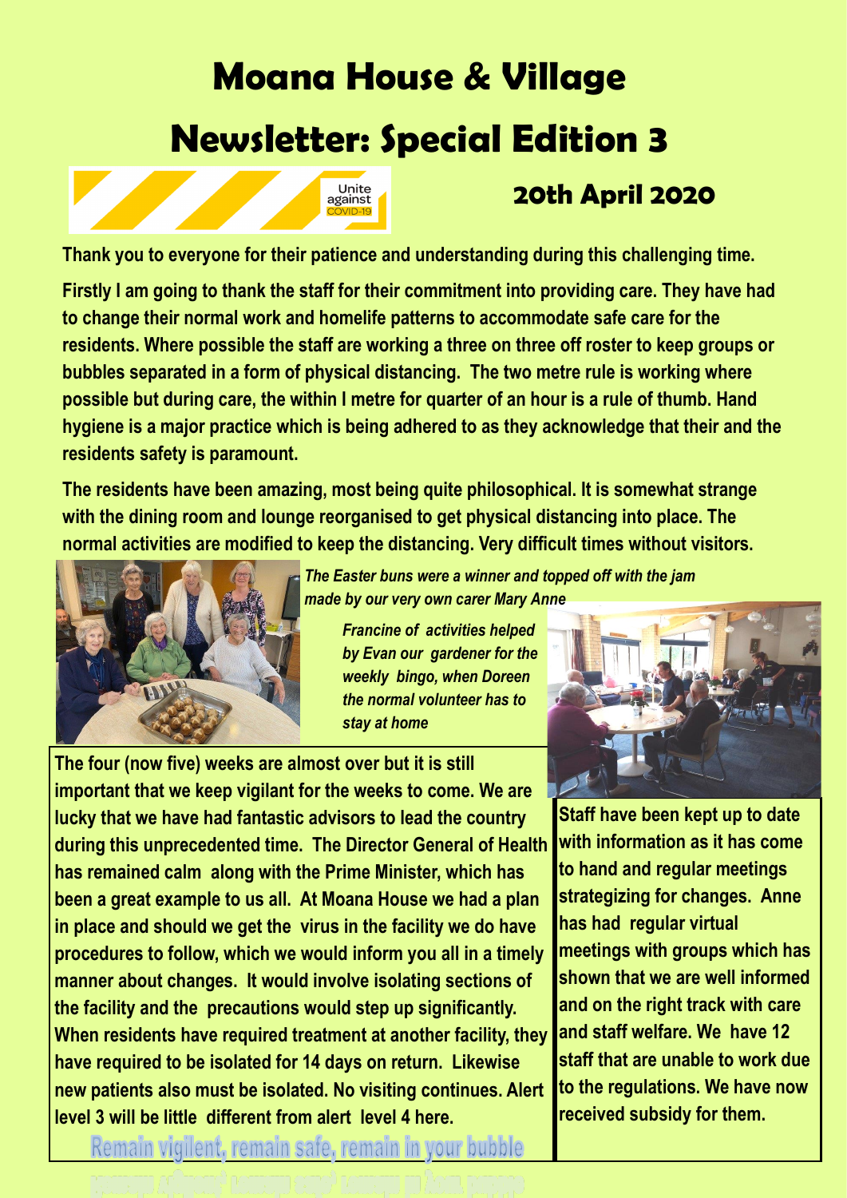# Moana House & Village

# Newsletter: Special Edition 3

Unite against COVID-19

## 20th April 2020

**Thank you to everyone for their patience and understanding during this challenging time.**

**Firstly I am going to thank the staff for their commitment into providing care. They have had to change their normal work and homelife patterns to accommodate safe care for the residents. Where possible the staff are working a three on three off roster to keep groups or bubbles separated in a form of physical distancing. The two metre rule is working where possible but during care, the within I metre for quarter of an hour is a rule of thumb. Hand hygiene is a major practice which is being adhered to as they acknowledge that their and the residents safety is paramount.**

**The residents have been amazing, most being quite philosophical. It is somewhat strange with the dining room and lounge reorganised to get physical distancing into place. The normal activities are modified to keep the distancing. Very difficult times without visitors.**

***The Easter buns were a winner and topped off with the jam made by our very own carer Mary Anne***

***Francine of activities helped by Evan our gardener for the weekly bingo, when Doreen the normal volunteer has to stay at home***

**The four (now five) weeks are almost over but it is still important that we keep vigilant for the weeks to come. We are lucky that we have had fantastic advisors to lead the country during this unprecedented time. The Director General of Health has remained calm along with the Prime Minister, which has been a great example to us all. At Moana House we had a plan in place and should we get the virus in the facility we do have procedures to follow, which we would inform you all in a timely manner about changes. It would involve isolating sections of the facility and the precautions would step up significantly. When residents have required treatment at another facility, they have required to be isolated for 14 days on return. Likewise new patients also must be isolated. No visiting continues. Alert level 3 will be little different from alert level 4 here.**

**Remain vigilent, remain safe, remain in your bubble**

**Staff have been kept up to date with information as it has come to hand and regular meetings strategizing for changes. Anne has had regular virtual meetings with groups which has shown that we are well informed and on the right track with care and staff welfare. We have 12 staff that are unable to work due to the regulations. We have now received subsidy for them.**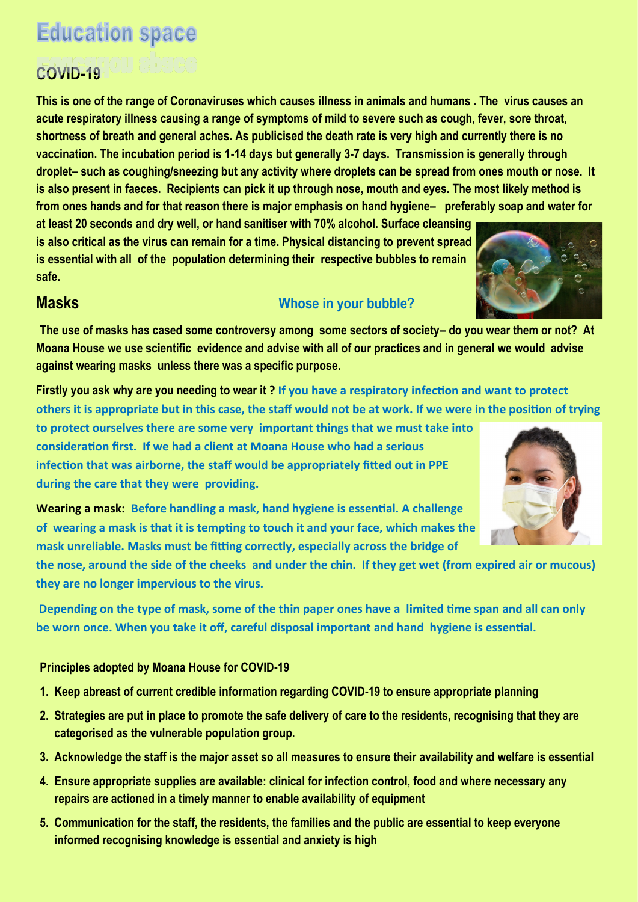# Education space

## COVID-19

**This is one of the range of Coronaviruses which causes illness in animals and humans . The virus causes an acute respiratory illness causing a range of symptoms of mild to severe such as cough, fever, sore throat, shortness of breath and general aches. As publicised the death rate is very high and currently there is no vaccination. The incubation period is 1-14 days but generally 3-7 days. Transmission is generally through droplet– such as coughing/sneezing but any activity where droplets can be spread from ones mouth or nose. It is also present in faeces. Recipients can pick it up through nose, mouth and eyes. The most likely method is from ones hands and for that reason there is major emphasis on hand hygiene– preferably soap and water for at least 20 seconds and dry well, or hand sanitiser with 70% alcohol. Surface cleansing is also critical as the virus can remain for a time. Physical distancing to prevent spread is essential with all of the population determining their respective bubbles to remain safe.**

## Masks

**Whose in your bubble?**

**The use of masks has cased some controversy among some sectors of society– do you wear them or not? At Moana House we use scientific evidence and advise with all of our practices and in general we would advise against wearing masks unless there was a specific purpose.**

**Firstly you ask why are you needing to wear it ? If you have a respiratory infection and want to protect others it is appropriate but in this case, the staff would not be at work. If we were in the position of trying to protect ourselves there are some very important things that we must take into consideration first. If we had a client at Moana House who had a serious infection that was airborne, the staff would be appropriately fitted out in PPE during the care that they were providing.**

**Wearing a mask: Before handling a mask, hand hygiene is essential. A challenge of wearing a mask is that it is tempting to touch it and your face, which makes the mask unreliable. Masks must be fitting correctly, especially across the bridge of the nose, around the side of the cheeks and under the chin. If they get wet (from expired air or mucous) they are no longer impervious to the virus.**

**Depending on the type of mask, some of the thin paper ones have a limited time span and all can only be worn once. When you take it off, careful disposal important and hand hygiene is essential.**

**Principles adopted by Moana House for COVID-19**

1. **Keep abreast of current credible information regarding COVID-19 to ensure appropriate planning**
2. **Strategies are put in place to promote the safe delivery of care to the residents, recognising that they are categorised as the vulnerable population group.**
3. **Acknowledge the staff is the major asset so all measures to ensure their availability and welfare is essential**
4. **Ensure appropriate supplies are available: clinical for infection control, food and where necessary any repairs are actioned in a timely manner to enable availability of equipment**
5. **Communication for the staff, the residents, the families and the public are essential to keep everyone informed recognising knowledge is essential and anxiety is high**